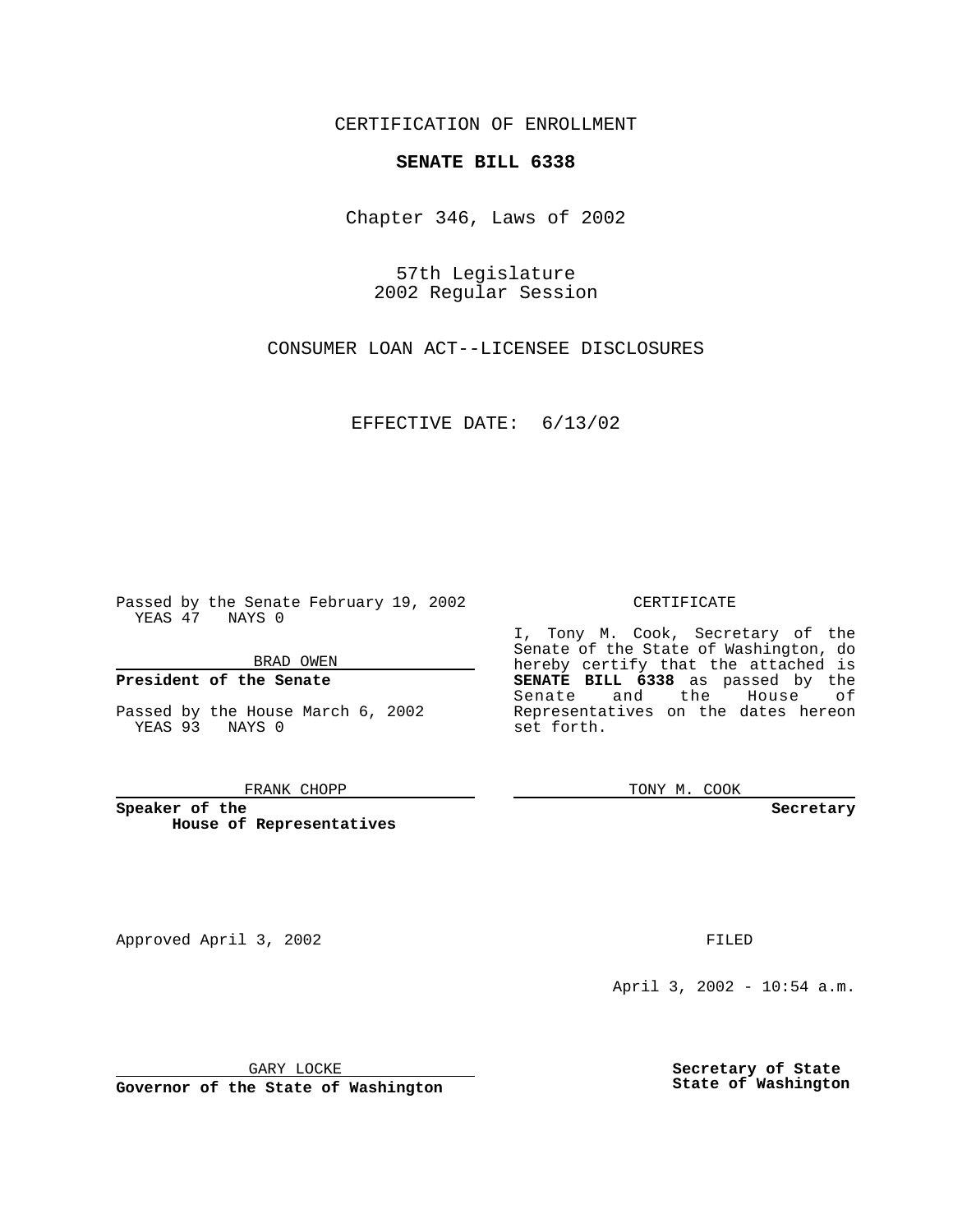CERTIFICATION OF ENROLLMENT

**SENATE BILL 6338**

Chapter 346, Laws of 2002

57th Legislature
2002 Regular Session

CONSUMER LOAN ACT--LICENSEE DISCLOSURES

EFFECTIVE DATE: 6/13/02

Passed by the Senate February 19, 2002
YEAS 47 NAYS 0

BRAD OWEN

**President of the Senate**

Passed by the House March 6, 2002
YEAS 93 NAYS 0

FRANK CHOPP

**Speaker of the House of Representatives**

CERTIFICATE

I, Tony M. Cook, Secretary of the Senate of the State of Washington, do hereby certify that the attached is **SENATE BILL 6338** as passed by the Senate and the House of Representatives on the dates hereon set forth.

TONY M. COOK

**Secretary**

Approved April 3, 2002

GARY LOCKE

**Governor of the State of Washington**

FILED

April 3, 2002 - 10:54 a.m.

**Secretary of State**
**State of Washington**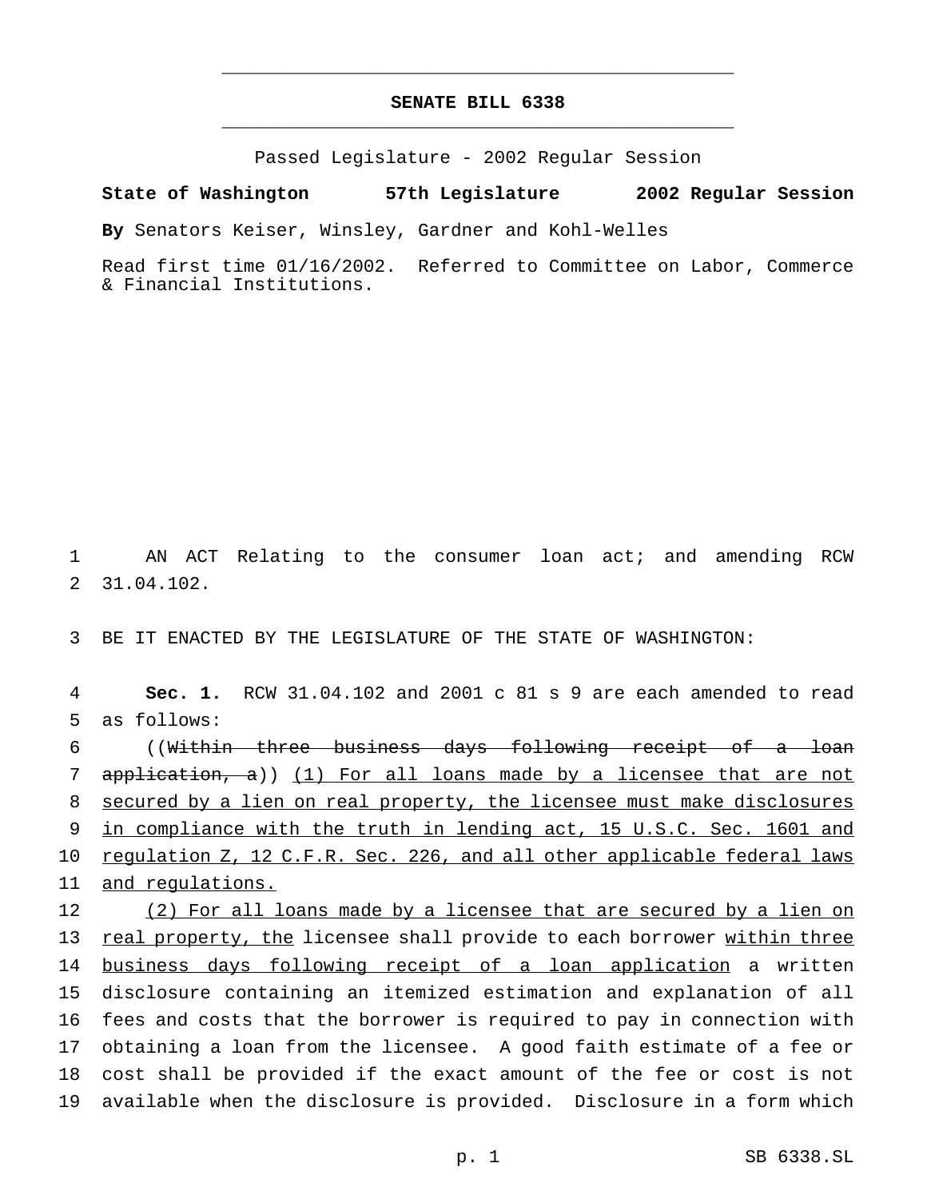# SENATE BILL 6338

Passed Legislature - 2002 Regular Session

**State of Washington 57th Legislature 2002 Regular Session**

**By** Senators Keiser, Winsley, Gardner and Kohl-Welles

Read first time 01/16/2002. Referred to Committee on Labor, Commerce & Financial Institutions.

AN ACT Relating to the consumer loan act; and amending RCW 31.04.102.

BE IT ENACTED BY THE LEGISLATURE OF THE STATE OF WASHINGTON:

**Sec. 1.** RCW 31.04.102 and 2001 c 81 s 9 are each amended to read as follows:

((~~Within three business days following receipt of a loan application, a~~)) <u>(1) For all loans made by a licensee that are not secured by a lien on real property, the licensee must make disclosures in compliance with the truth in lending act, 15 U.S.C. Sec. 1601 and regulation Z, 12 C.F.R. Sec. 226, and all other applicable federal laws and regulations.</u>

<u>(2) For all loans made by a licensee that are secured by a lien on real property, the</u> licensee shall provide to each borrower <u>within three business days following receipt of a loan application</u> a written disclosure containing an itemized estimation and explanation of all fees and costs that the borrower is required to pay in connection with obtaining a loan from the licensee. A good faith estimate of a fee or cost shall be provided if the exact amount of the fee or cost is not available when the disclosure is provided. Disclosure in a form which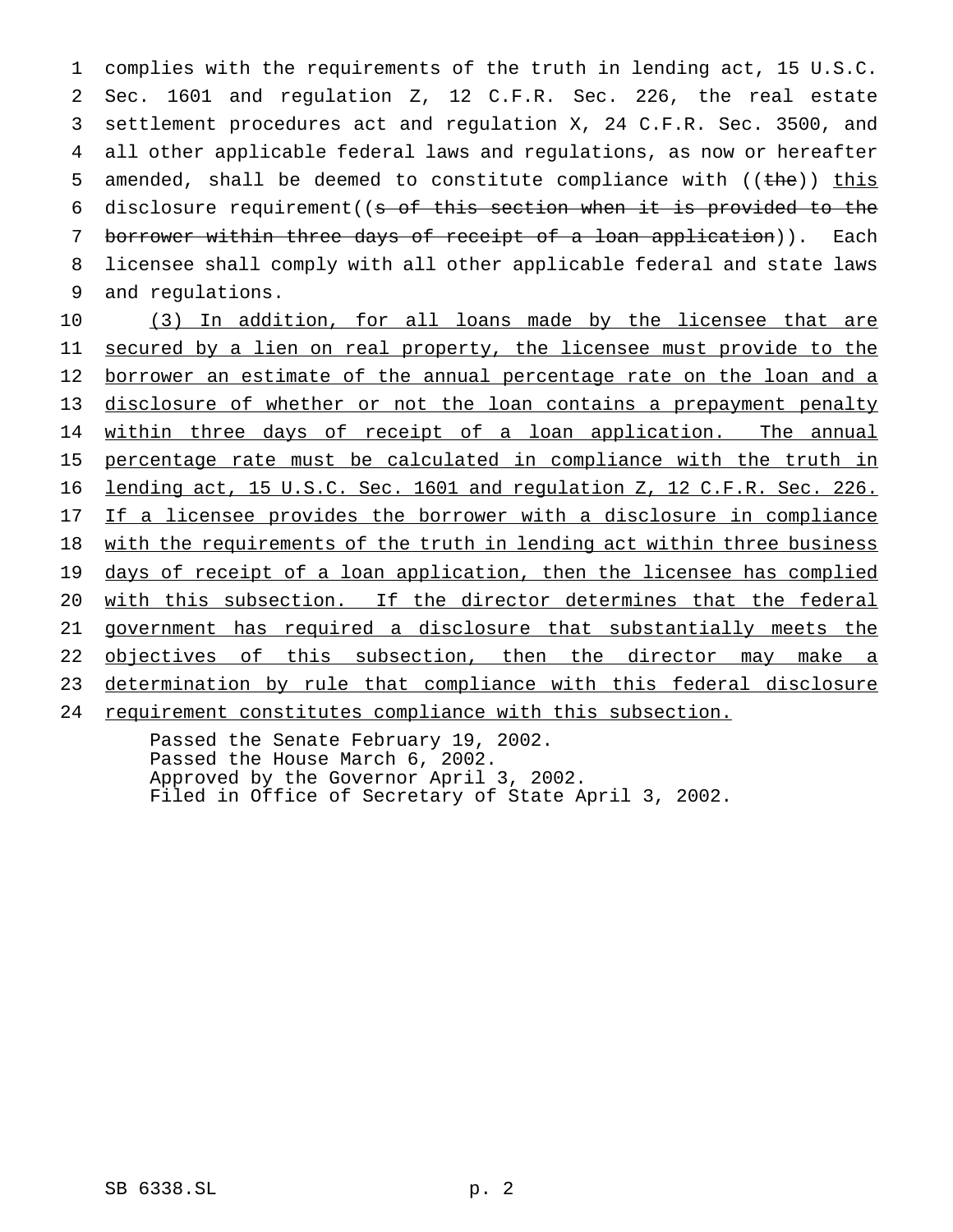complies with the requirements of the truth in lending act, 15 U.S.C. Sec. 1601 and regulation Z, 12 C.F.R. Sec. 226, the real estate settlement procedures act and regulation X, 24 C.F.R. Sec. 3500, and all other applicable federal laws and regulations, as now or hereafter amended, shall be deemed to constitute compliance with ((~~the~~)) <u>this</u> disclosure requirement((~~s of this section when it is provided to the borrower within three days of receipt of a loan application~~)). Each licensee shall comply with all other applicable federal and state laws and regulations.

<u>(3) In addition, for all loans made by the licensee that are secured by a lien on real property, the licensee must provide to the borrower an estimate of the annual percentage rate on the loan and a disclosure of whether or not the loan contains a prepayment penalty within three days of receipt of a loan application. The annual percentage rate must be calculated in compliance with the truth in lending act, 15 U.S.C. Sec. 1601 and regulation Z, 12 C.F.R. Sec. 226. If a licensee provides the borrower with a disclosure in compliance with the requirements of the truth in lending act within three business days of receipt of a loan application, then the licensee has complied with this subsection. If the director determines that the federal government has required a disclosure that substantially meets the objectives of this subsection, then the director may make a determination by rule that compliance with this federal disclosure requirement constitutes compliance with this subsection.</u>

Passed the Senate February 19, 2002.
Passed the House March 6, 2002.
Approved by the Governor April 3, 2002.
Filed in Office of Secretary of State April 3, 2002.